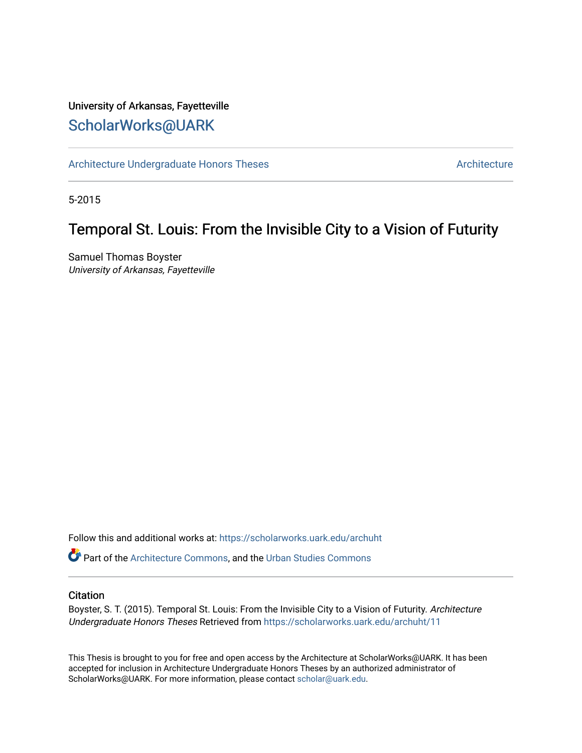University of Arkansas, Fayetteville

# ScholarWorks@UARK

Architecture Undergraduate Honors Theses | Architecture

5-2015

## Temporal St. Louis: From the Invisible City to a Vision of Futurity

Samuel Thomas Boyster
*University of Arkansas, Fayetteville*

Follow this and additional works at: https://scholarworks.uark.edu/archuht

Part of the Architecture Commons, and the Urban Studies Commons

### Citation

Boyster, S. T. (2015). Temporal St. Louis: From the Invisible City to a Vision of Futurity. *Architecture Undergraduate Honors Theses* Retrieved from https://scholarworks.uark.edu/archuht/11

This Thesis is brought to you for free and open access by the Architecture at ScholarWorks@UARK. It has been accepted for inclusion in Architecture Undergraduate Honors Theses by an authorized administrator of ScholarWorks@UARK. For more information, please contact scholar@uark.edu.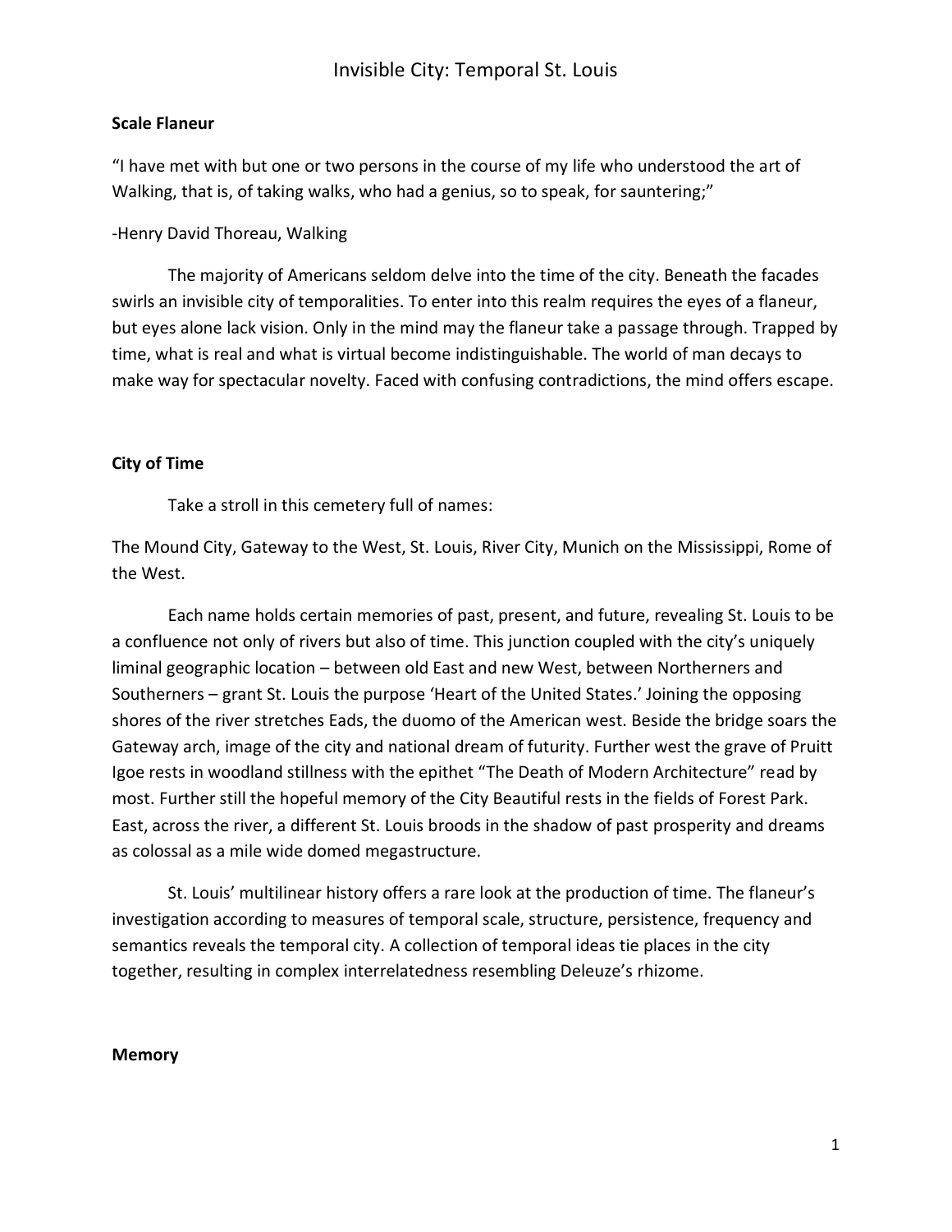**Scale Flaneur**

"I have met with but one or two persons in the course of my life who understood the art of Walking, that is, of taking walks, who had a genius, so to speak, for sauntering;"

-Henry David Thoreau, Walking

The majority of Americans seldom delve into the time of the city. Beneath the facades swirls an invisible city of temporalities. To enter into this realm requires the eyes of a flaneur, but eyes alone lack vision. Only in the mind may the flaneur take a passage through. Trapped by time, what is real and what is virtual become indistinguishable. The world of man decays to make way for spectacular novelty. Faced with confusing contradictions, the mind offers escape.

**City of Time**

Take a stroll in this cemetery full of names:

The Mound City, Gateway to the West, St. Louis, River City, Munich on the Mississippi, Rome of the West.

Each name holds certain memories of past, present, and future, revealing St. Louis to be a confluence not only of rivers but also of time. This junction coupled with the city's uniquely liminal geographic location – between old East and new West, between Northerners and Southerners – grant St. Louis the purpose 'Heart of the United States.' Joining the opposing shores of the river stretches Eads, the duomo of the American west. Beside the bridge soars the Gateway arch, image of the city and national dream of futurity. Further west the grave of Pruitt Igoe rests in woodland stillness with the epithet "The Death of Modern Architecture" read by most. Further still the hopeful memory of the City Beautiful rests in the fields of Forest Park. East, across the river, a different St. Louis broods in the shadow of past prosperity and dreams as colossal as a mile wide domed megastructure.

St. Louis' multilinear history offers a rare look at the production of time. The flaneur's investigation according to measures of temporal scale, structure, persistence, frequency and semantics reveals the temporal city. A collection of temporal ideas tie places in the city together, resulting in complex interrelatedness resembling Deleuze's rhizome.

**Memory**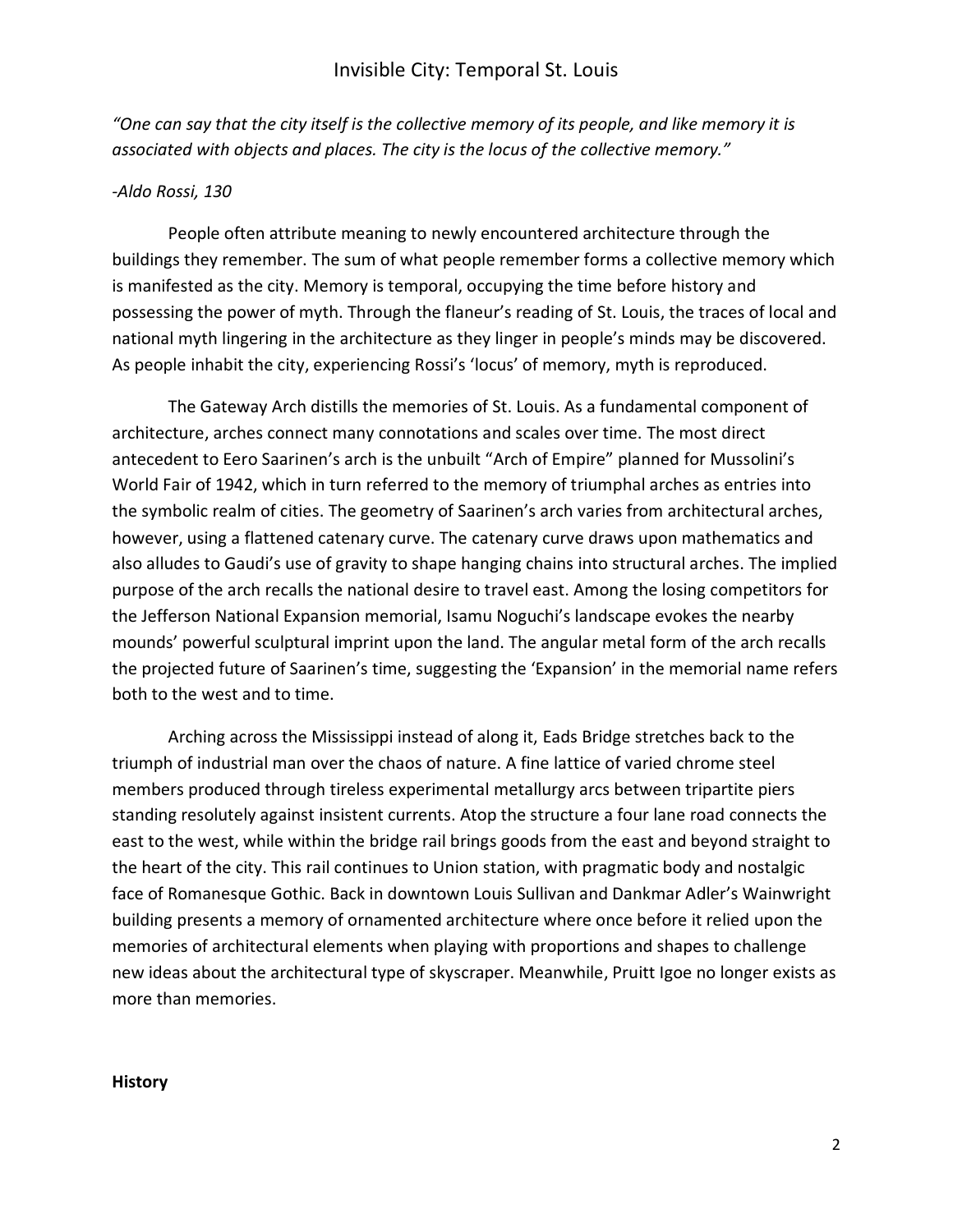*"One can say that the city itself is the collective memory of its people, and like memory it is associated with objects and places. The city is the locus of the collective memory."*

*-Aldo Rossi, 130*

People often attribute meaning to newly encountered architecture through the buildings they remember. The sum of what people remember forms a collective memory which is manifested as the city. Memory is temporal, occupying the time before history and possessing the power of myth. Through the flaneur's reading of St. Louis, the traces of local and national myth lingering in the architecture as they linger in people's minds may be discovered. As people inhabit the city, experiencing Rossi's 'locus' of memory, myth is reproduced.

The Gateway Arch distills the memories of St. Louis. As a fundamental component of architecture, arches connect many connotations and scales over time. The most direct antecedent to Eero Saarinen's arch is the unbuilt "Arch of Empire" planned for Mussolini's World Fair of 1942, which in turn referred to the memory of triumphal arches as entries into the symbolic realm of cities. The geometry of Saarinen's arch varies from architectural arches, however, using a flattened catenary curve. The catenary curve draws upon mathematics and also alludes to Gaudi's use of gravity to shape hanging chains into structural arches. The implied purpose of the arch recalls the national desire to travel east. Among the losing competitors for the Jefferson National Expansion memorial, Isamu Noguchi's landscape evokes the nearby mounds' powerful sculptural imprint upon the land. The angular metal form of the arch recalls the projected future of Saarinen's time, suggesting the 'Expansion' in the memorial name refers both to the west and to time.

Arching across the Mississippi instead of along it, Eads Bridge stretches back to the triumph of industrial man over the chaos of nature. A fine lattice of varied chrome steel members produced through tireless experimental metallurgy arcs between tripartite piers standing resolutely against insistent currents. Atop the structure a four lane road connects the east to the west, while within the bridge rail brings goods from the east and beyond straight to the heart of the city. This rail continues to Union station, with pragmatic body and nostalgic face of Romanesque Gothic. Back in downtown Louis Sullivan and Dankmar Adler's Wainwright building presents a memory of ornamented architecture where once before it relied upon the memories of architectural elements when playing with proportions and shapes to challenge new ideas about the architectural type of skyscraper. Meanwhile, Pruitt Igoe no longer exists as more than memories.

**History**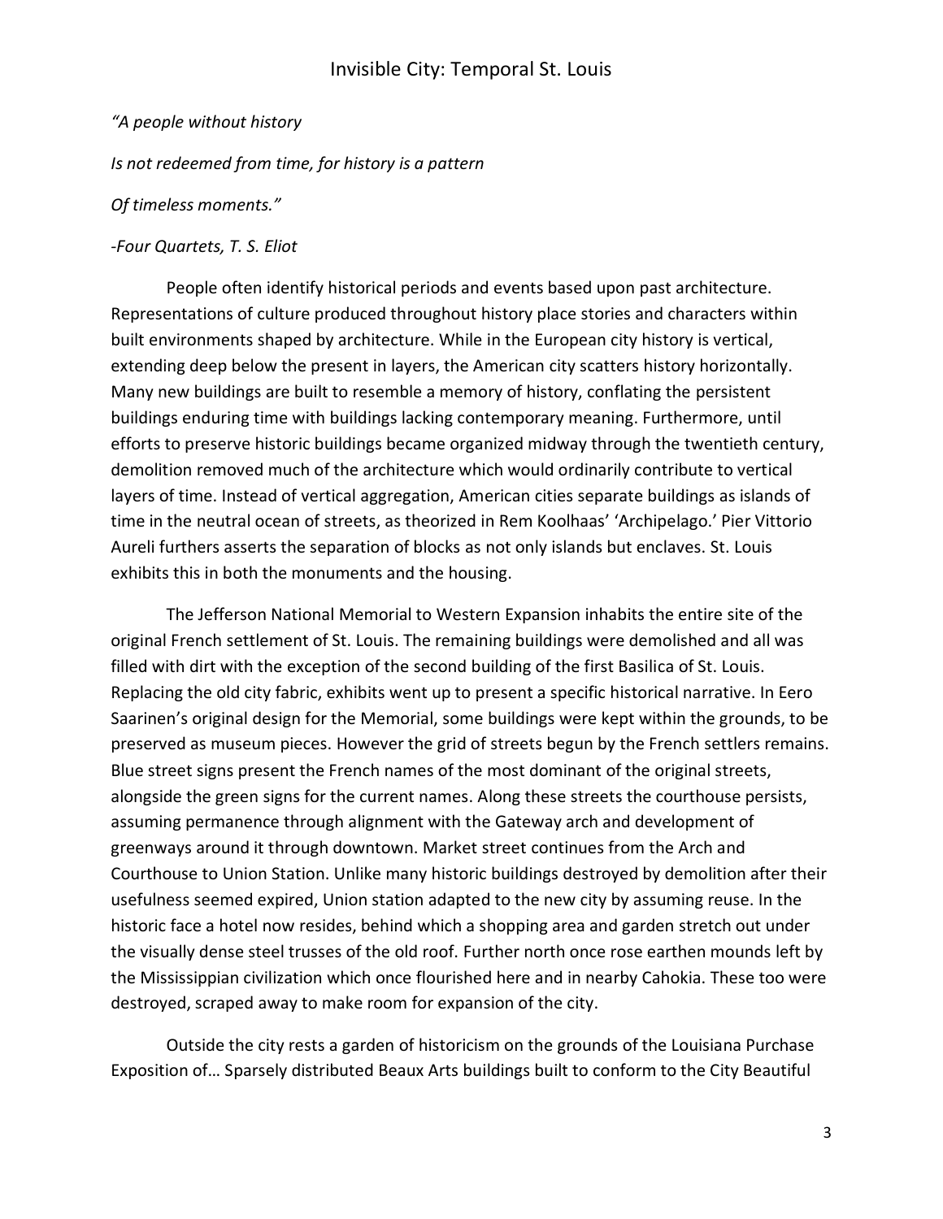# Invisible City: Temporal St. Louis

*"A people without history*

*Is not redeemed from time, for history is a pattern*

*Of timeless moments."*

*-Four Quartets, T. S. Eliot*

People often identify historical periods and events based upon past architecture. Representations of culture produced throughout history place stories and characters within built environments shaped by architecture. While in the European city history is vertical, extending deep below the present in layers, the American city scatters history horizontally. Many new buildings are built to resemble a memory of history, conflating the persistent buildings enduring time with buildings lacking contemporary meaning. Furthermore, until efforts to preserve historic buildings became organized midway through the twentieth century, demolition removed much of the architecture which would ordinarily contribute to vertical layers of time. Instead of vertical aggregation, American cities separate buildings as islands of time in the neutral ocean of streets, as theorized in Rem Koolhaas' 'Archipelago.' Pier Vittorio Aureli furthers asserts the separation of blocks as not only islands but enclaves. St. Louis exhibits this in both the monuments and the housing.

The Jefferson National Memorial to Western Expansion inhabits the entire site of the original French settlement of St. Louis. The remaining buildings were demolished and all was filled with dirt with the exception of the second building of the first Basilica of St. Louis. Replacing the old city fabric, exhibits went up to present a specific historical narrative. In Eero Saarinen's original design for the Memorial, some buildings were kept within the grounds, to be preserved as museum pieces. However the grid of streets begun by the French settlers remains. Blue street signs present the French names of the most dominant of the original streets, alongside the green signs for the current names. Along these streets the courthouse persists, assuming permanence through alignment with the Gateway arch and development of greenways around it through downtown. Market street continues from the Arch and Courthouse to Union Station. Unlike many historic buildings destroyed by demolition after their usefulness seemed expired, Union station adapted to the new city by assuming reuse. In the historic face a hotel now resides, behind which a shopping area and garden stretch out under the visually dense steel trusses of the old roof. Further north once rose earthen mounds left by the Mississippian civilization which once flourished here and in nearby Cahokia. These too were destroyed, scraped away to make room for expansion of the city.

Outside the city rests a garden of historicism on the grounds of the Louisiana Purchase Exposition of… Sparsely distributed Beaux Arts buildings built to conform to the City Beautiful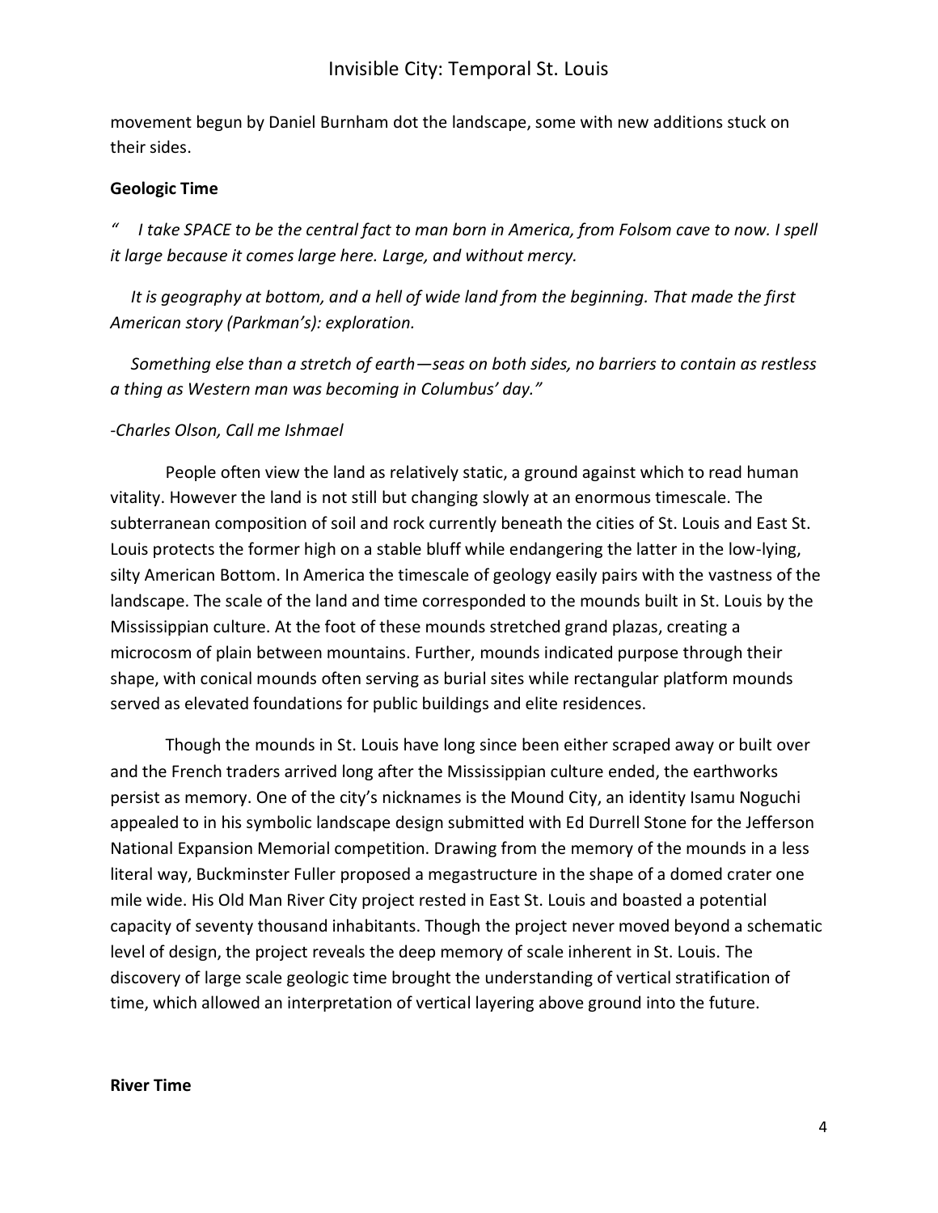movement begun by Daniel Burnham dot the landscape, some with new additions stuck on their sides.

**Geologic Time**

*" I take SPACE to be the central fact to man born in America, from Folsom cave to now. I spell it large because it comes large here. Large, and without mercy.*

*It is geography at bottom, and a hell of wide land from the beginning. That made the first American story (Parkman's): exploration.*

*Something else than a stretch of earth—seas on both sides, no barriers to contain as restless a thing as Western man was becoming in Columbus' day."*

*-Charles Olson, Call me Ishmael*

People often view the land as relatively static, a ground against which to read human vitality. However the land is not still but changing slowly at an enormous timescale. The subterranean composition of soil and rock currently beneath the cities of St. Louis and East St. Louis protects the former high on a stable bluff while endangering the latter in the low-lying, silty American Bottom. In America the timescale of geology easily pairs with the vastness of the landscape. The scale of the land and time corresponded to the mounds built in St. Louis by the Mississippian culture. At the foot of these mounds stretched grand plazas, creating a microcosm of plain between mountains. Further, mounds indicated purpose through their shape, with conical mounds often serving as burial sites while rectangular platform mounds served as elevated foundations for public buildings and elite residences.

Though the mounds in St. Louis have long since been either scraped away or built over and the French traders arrived long after the Mississippian culture ended, the earthworks persist as memory. One of the city's nicknames is the Mound City, an identity Isamu Noguchi appealed to in his symbolic landscape design submitted with Ed Durrell Stone for the Jefferson National Expansion Memorial competition. Drawing from the memory of the mounds in a less literal way, Buckminster Fuller proposed a megastructure in the shape of a domed crater one mile wide. His Old Man River City project rested in East St. Louis and boasted a potential capacity of seventy thousand inhabitants. Though the project never moved beyond a schematic level of design, the project reveals the deep memory of scale inherent in St. Louis. The discovery of large scale geologic time brought the understanding of vertical stratification of time, which allowed an interpretation of vertical layering above ground into the future.

**River Time**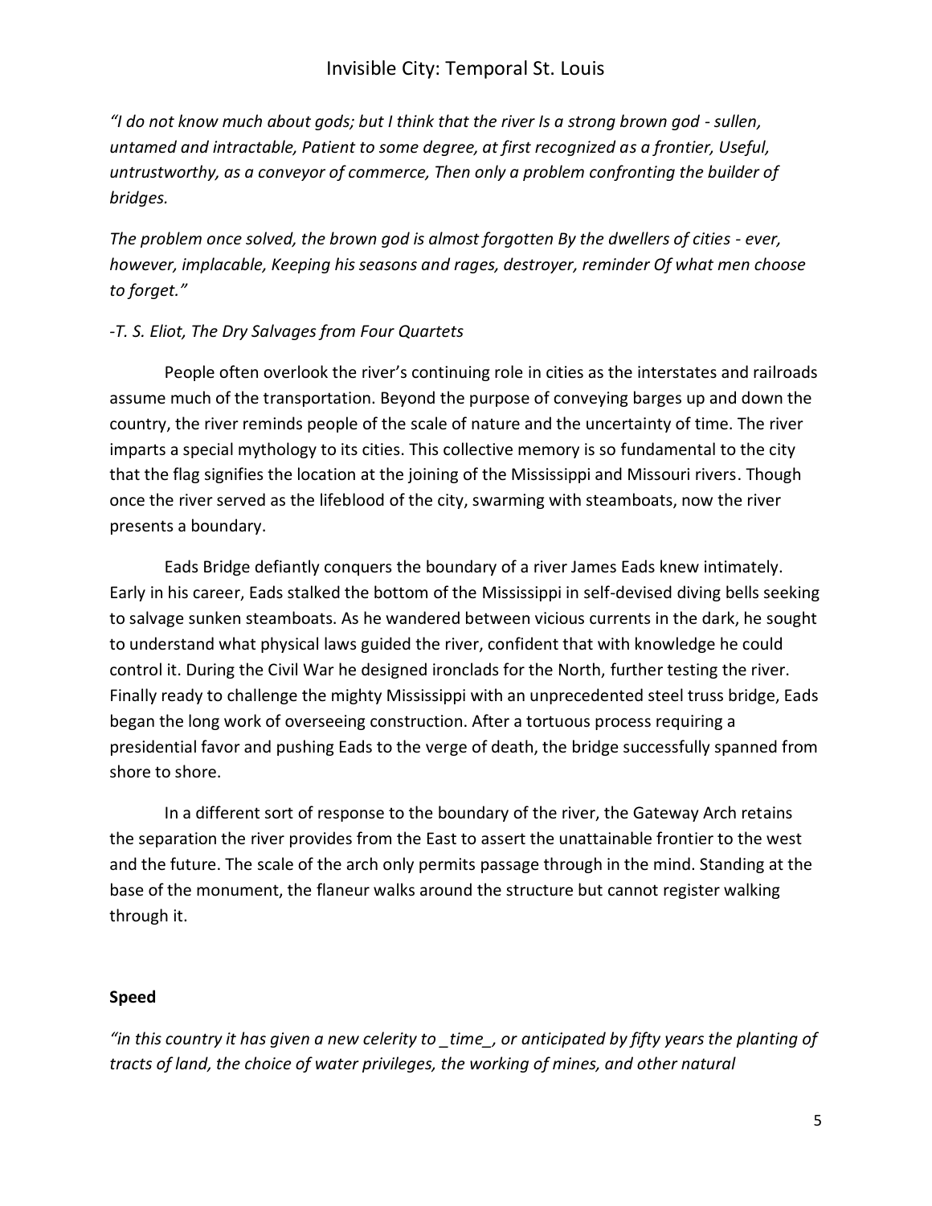*"I do not know much about gods; but I think that the river Is a strong brown god - sullen, untamed and intractable, Patient to some degree, at first recognized as a frontier, Useful, untrustworthy, as a conveyor of commerce, Then only a problem confronting the builder of bridges.*

*The problem once solved, the brown god is almost forgotten By the dwellers of cities - ever, however, implacable, Keeping his seasons and rages, destroyer, reminder Of what men choose to forget."*

*-T. S. Eliot, The Dry Salvages from Four Quartets*

People often overlook the river's continuing role in cities as the interstates and railroads assume much of the transportation. Beyond the purpose of conveying barges up and down the country, the river reminds people of the scale of nature and the uncertainty of time. The river imparts a special mythology to its cities. This collective memory is so fundamental to the city that the flag signifies the location at the joining of the Mississippi and Missouri rivers. Though once the river served as the lifeblood of the city, swarming with steamboats, now the river presents a boundary.

Eads Bridge defiantly conquers the boundary of a river James Eads knew intimately. Early in his career, Eads stalked the bottom of the Mississippi in self-devised diving bells seeking to salvage sunken steamboats. As he wandered between vicious currents in the dark, he sought to understand what physical laws guided the river, confident that with knowledge he could control it. During the Civil War he designed ironclads for the North, further testing the river. Finally ready to challenge the mighty Mississippi with an unprecedented steel truss bridge, Eads began the long work of overseeing construction. After a tortuous process requiring a presidential favor and pushing Eads to the verge of death, the bridge successfully spanned from shore to shore.

In a different sort of response to the boundary of the river, the Gateway Arch retains the separation the river provides from the East to assert the unattainable frontier to the west and the future. The scale of the arch only permits passage through in the mind. Standing at the base of the monument, the flaneur walks around the structure but cannot register walking through it.

**Speed**

*"in this country it has given a new celerity to _time_, or anticipated by fifty years the planting of tracts of land, the choice of water privileges, the working of mines, and other natural*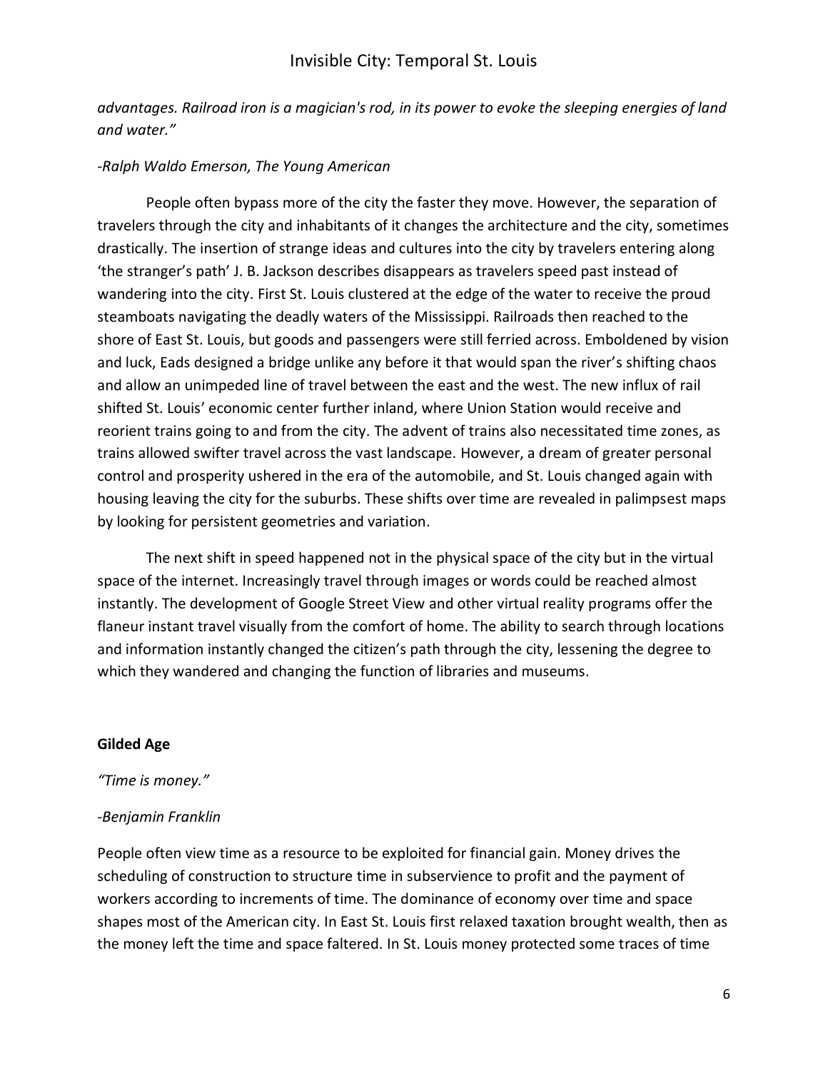*advantages. Railroad iron is a magician's rod, in its power to evoke the sleeping energies of land and water."*

*-Ralph Waldo Emerson, The Young American*

People often bypass more of the city the faster they move. However, the separation of travelers through the city and inhabitants of it changes the architecture and the city, sometimes drastically. The insertion of strange ideas and cultures into the city by travelers entering along 'the stranger's path' J. B. Jackson describes disappears as travelers speed past instead of wandering into the city. First St. Louis clustered at the edge of the water to receive the proud steamboats navigating the deadly waters of the Mississippi. Railroads then reached to the shore of East St. Louis, but goods and passengers were still ferried across. Emboldened by vision and luck, Eads designed a bridge unlike any before it that would span the river's shifting chaos and allow an unimpeded line of travel between the east and the west. The new influx of rail shifted St. Louis' economic center further inland, where Union Station would receive and reorient trains going to and from the city. The advent of trains also necessitated time zones, as trains allowed swifter travel across the vast landscape. However, a dream of greater personal control and prosperity ushered in the era of the automobile, and St. Louis changed again with housing leaving the city for the suburbs. These shifts over time are revealed in palimpsest maps by looking for persistent geometries and variation.

The next shift in speed happened not in the physical space of the city but in the virtual space of the internet. Increasingly travel through images or words could be reached almost instantly. The development of Google Street View and other virtual reality programs offer the flaneur instant travel visually from the comfort of home. The ability to search through locations and information instantly changed the citizen's path through the city, lessening the degree to which they wandered and changing the function of libraries and museums.

**Gilded Age**

*"Time is money."*

*-Benjamin Franklin*

People often view time as a resource to be exploited for financial gain. Money drives the scheduling of construction to structure time in subservience to profit and the payment of workers according to increments of time. The dominance of economy over time and space shapes most of the American city. In East St. Louis first relaxed taxation brought wealth, then as the money left the time and space faltered. In St. Louis money protected some traces of time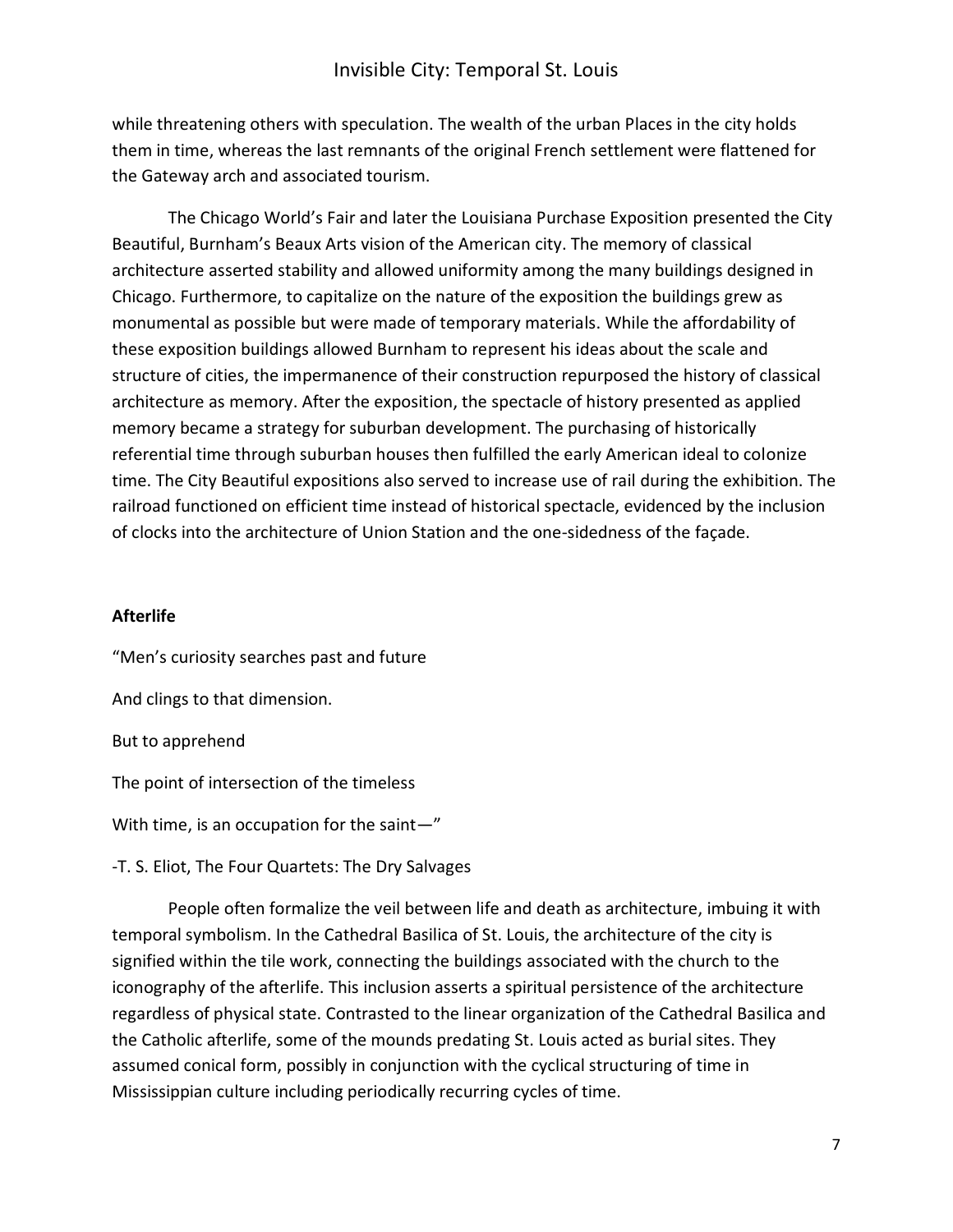while threatening others with speculation. The wealth of the urban Places in the city holds them in time, whereas the last remnants of the original French settlement were flattened for the Gateway arch and associated tourism.

The Chicago World's Fair and later the Louisiana Purchase Exposition presented the City Beautiful, Burnham's Beaux Arts vision of the American city. The memory of classical architecture asserted stability and allowed uniformity among the many buildings designed in Chicago. Furthermore, to capitalize on the nature of the exposition the buildings grew as monumental as possible but were made of temporary materials. While the affordability of these exposition buildings allowed Burnham to represent his ideas about the scale and structure of cities, the impermanence of their construction repurposed the history of classical architecture as memory. After the exposition, the spectacle of history presented as applied memory became a strategy for suburban development. The purchasing of historically referential time through suburban houses then fulfilled the early American ideal to colonize time. The City Beautiful expositions also served to increase use of rail during the exhibition. The railroad functioned on efficient time instead of historical spectacle, evidenced by the inclusion of clocks into the architecture of Union Station and the one-sidedness of the façade.

**Afterlife**

"Men's curiosity searches past and future

And clings to that dimension.

But to apprehend

The point of intersection of the timeless

With time, is an occupation for the saint—"

-T. S. Eliot, The Four Quartets: The Dry Salvages

People often formalize the veil between life and death as architecture, imbuing it with temporal symbolism. In the Cathedral Basilica of St. Louis, the architecture of the city is signified within the tile work, connecting the buildings associated with the church to the iconography of the afterlife. This inclusion asserts a spiritual persistence of the architecture regardless of physical state. Contrasted to the linear organization of the Cathedral Basilica and the Catholic afterlife, some of the mounds predating St. Louis acted as burial sites. They assumed conical form, possibly in conjunction with the cyclical structuring of time in Mississippian culture including periodically recurring cycles of time.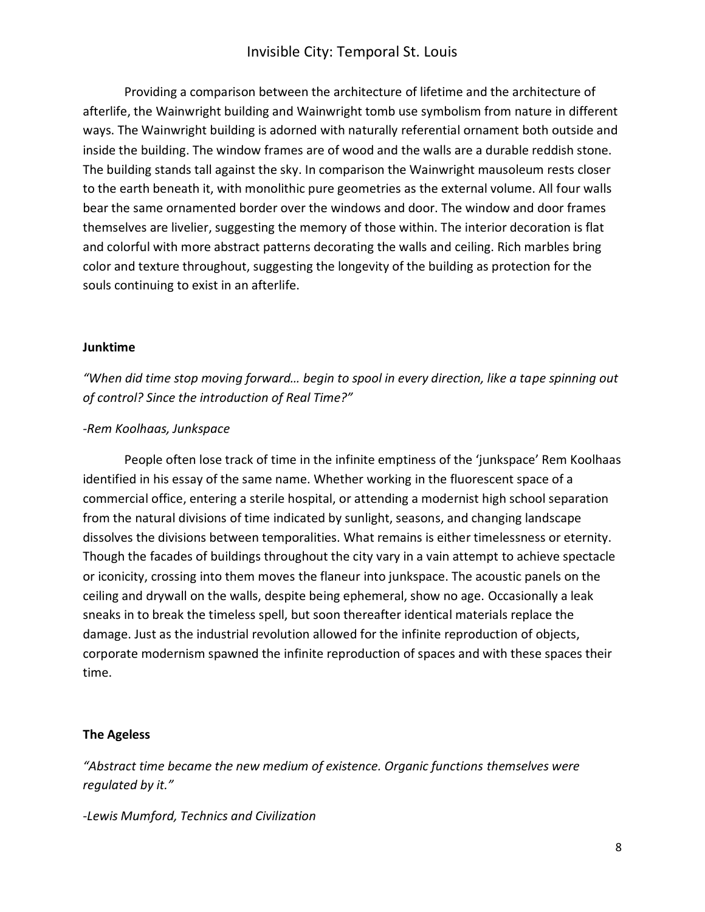Providing a comparison between the architecture of lifetime and the architecture of afterlife, the Wainwright building and Wainwright tomb use symbolism from nature in different ways. The Wainwright building is adorned with naturally referential ornament both outside and inside the building. The window frames are of wood and the walls are a durable reddish stone. The building stands tall against the sky. In comparison the Wainwright mausoleum rests closer to the earth beneath it, with monolithic pure geometries as the external volume. All four walls bear the same ornamented border over the windows and door. The window and door frames themselves are livelier, suggesting the memory of those within. The interior decoration is flat and colorful with more abstract patterns decorating the walls and ceiling. Rich marbles bring color and texture throughout, suggesting the longevity of the building as protection for the souls continuing to exist in an afterlife.

**Junktime**

*"When did time stop moving forward… begin to spool in every direction, like a tape spinning out of control? Since the introduction of Real Time?"*

*-Rem Koolhaas, Junkspace*

People often lose track of time in the infinite emptiness of the 'junkspace' Rem Koolhaas identified in his essay of the same name. Whether working in the fluorescent space of a commercial office, entering a sterile hospital, or attending a modernist high school separation from the natural divisions of time indicated by sunlight, seasons, and changing landscape dissolves the divisions between temporalities. What remains is either timelessness or eternity. Though the facades of buildings throughout the city vary in a vain attempt to achieve spectacle or iconicity, crossing into them moves the flaneur into junkspace. The acoustic panels on the ceiling and drywall on the walls, despite being ephemeral, show no age. Occasionally a leak sneaks in to break the timeless spell, but soon thereafter identical materials replace the damage. Just as the industrial revolution allowed for the infinite reproduction of objects, corporate modernism spawned the infinite reproduction of spaces and with these spaces their time.

**The Ageless**

*"Abstract time became the new medium of existence. Organic functions themselves were regulated by it."*

*-Lewis Mumford, Technics and Civilization*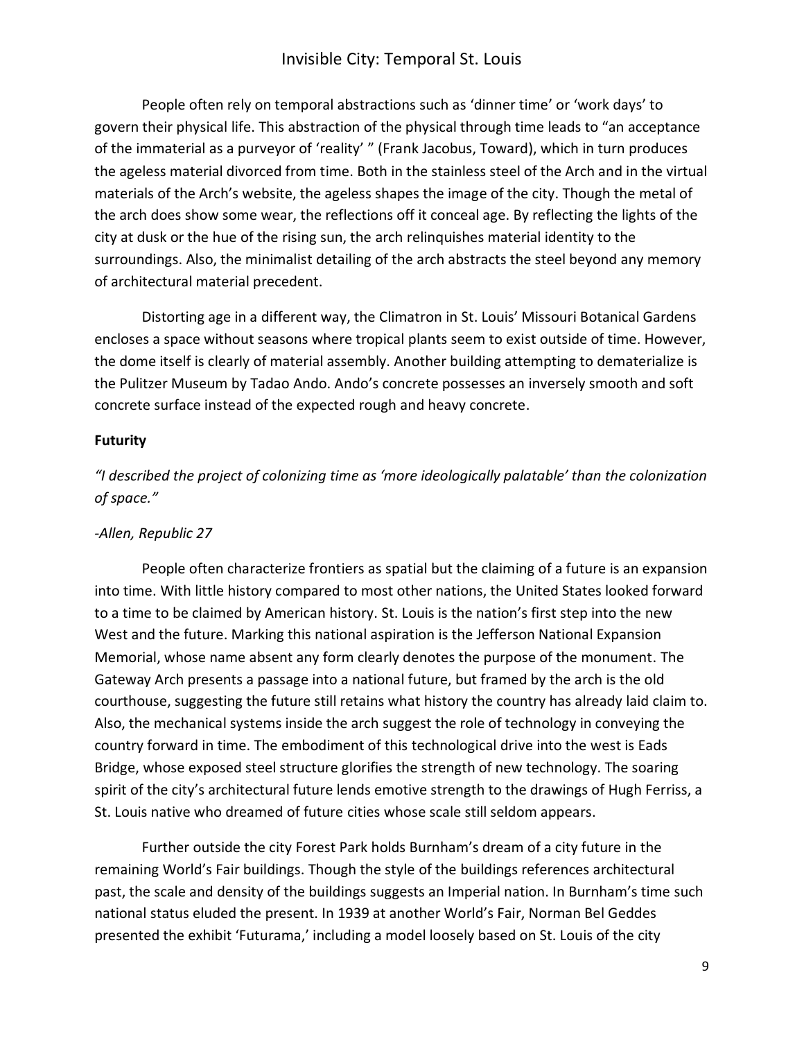People often rely on temporal abstractions such as 'dinner time' or 'work days' to govern their physical life. This abstraction of the physical through time leads to "an acceptance of the immaterial as a purveyor of 'reality' " (Frank Jacobus, Toward), which in turn produces the ageless material divorced from time. Both in the stainless steel of the Arch and in the virtual materials of the Arch's website, the ageless shapes the image of the city. Though the metal of the arch does show some wear, the reflections off it conceal age. By reflecting the lights of the city at dusk or the hue of the rising sun, the arch relinquishes material identity to the surroundings. Also, the minimalist detailing of the arch abstracts the steel beyond any memory of architectural material precedent.

Distorting age in a different way, the Climatron in St. Louis' Missouri Botanical Gardens encloses a space without seasons where tropical plants seem to exist outside of time. However, the dome itself is clearly of material assembly. Another building attempting to dematerialize is the Pulitzer Museum by Tadao Ando. Ando's concrete possesses an inversely smooth and soft concrete surface instead of the expected rough and heavy concrete.

**Futurity**

*"I described the project of colonizing time as 'more ideologically palatable' than the colonization of space."*

*-Allen, Republic 27*

People often characterize frontiers as spatial but the claiming of a future is an expansion into time. With little history compared to most other nations, the United States looked forward to a time to be claimed by American history. St. Louis is the nation's first step into the new West and the future. Marking this national aspiration is the Jefferson National Expansion Memorial, whose name absent any form clearly denotes the purpose of the monument. The Gateway Arch presents a passage into a national future, but framed by the arch is the old courthouse, suggesting the future still retains what history the country has already laid claim to. Also, the mechanical systems inside the arch suggest the role of technology in conveying the country forward in time. The embodiment of this technological drive into the west is Eads Bridge, whose exposed steel structure glorifies the strength of new technology. The soaring spirit of the city's architectural future lends emotive strength to the drawings of Hugh Ferriss, a St. Louis native who dreamed of future cities whose scale still seldom appears.

Further outside the city Forest Park holds Burnham's dream of a city future in the remaining World's Fair buildings. Though the style of the buildings references architectural past, the scale and density of the buildings suggests an Imperial nation. In Burnham's time such national status eluded the present. In 1939 at another World's Fair, Norman Bel Geddes presented the exhibit 'Futurama,' including a model loosely based on St. Louis of the city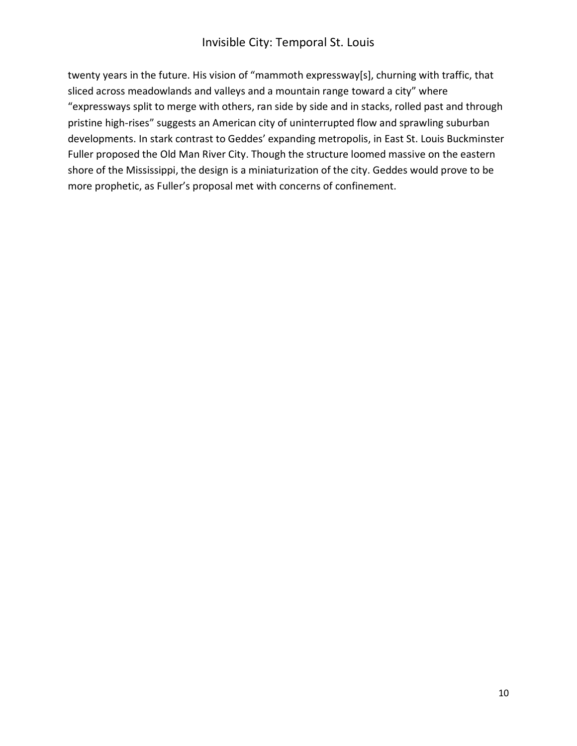twenty years in the future. His vision of "mammoth expressway[s], churning with traffic, that sliced across meadowlands and valleys and a mountain range toward a city" where "expressways split to merge with others, ran side by side and in stacks, rolled past and through pristine high-rises" suggests an American city of uninterrupted flow and sprawling suburban developments. In stark contrast to Geddes' expanding metropolis, in East St. Louis Buckminster Fuller proposed the Old Man River City. Though the structure loomed massive on the eastern shore of the Mississippi, the design is a miniaturization of the city. Geddes would prove to be more prophetic, as Fuller's proposal met with concerns of confinement.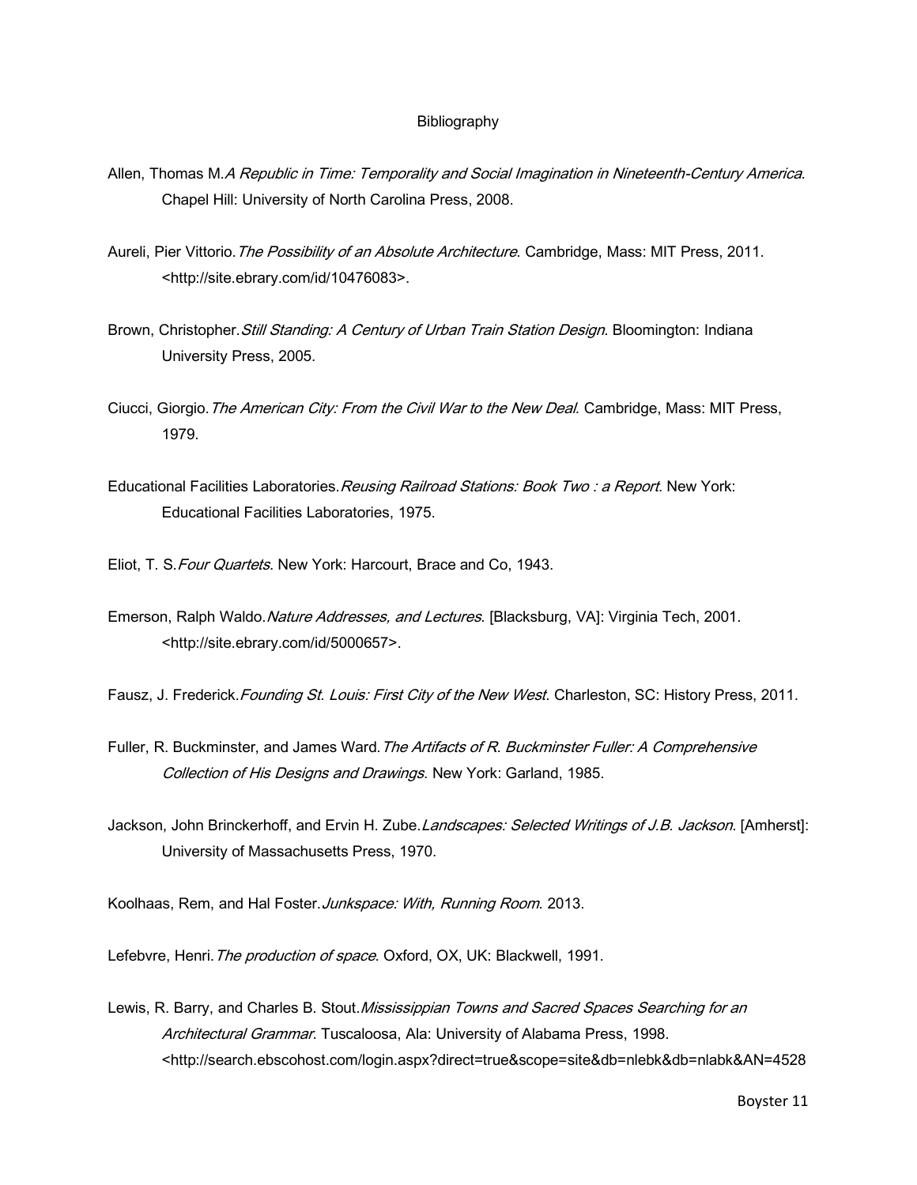# Bibliography

Allen, Thomas M. *A Republic in Time: Temporality and Social Imagination in Nineteenth-Century America*. Chapel Hill: University of North Carolina Press, 2008.

Aureli, Pier Vittorio. *The Possibility of an Absolute Architecture*. Cambridge, Mass: MIT Press, 2011. <http://site.ebrary.com/id/10476083>.

Brown, Christopher. *Still Standing: A Century of Urban Train Station Design*. Bloomington: Indiana University Press, 2005.

Ciucci, Giorgio. *The American City: From the Civil War to the New Deal*. Cambridge, Mass: MIT Press, 1979.

Educational Facilities Laboratories. *Reusing Railroad Stations: Book Two : a Report*. New York: Educational Facilities Laboratories, 1975.

Eliot, T. S. *Four Quartets*. New York: Harcourt, Brace and Co, 1943.

Emerson, Ralph Waldo. *Nature Addresses, and Lectures*. [Blacksburg, VA]: Virginia Tech, 2001. <http://site.ebrary.com/id/5000657>.

Fausz, J. Frederick. *Founding St. Louis: First City of the New West*. Charleston, SC: History Press, 2011.

Fuller, R. Buckminster, and James Ward. *The Artifacts of R. Buckminster Fuller: A Comprehensive Collection of His Designs and Drawings*. New York: Garland, 1985.

Jackson, John Brinckerhoff, and Ervin H. Zube. *Landscapes: Selected Writings of J.B. Jackson*. [Amherst]: University of Massachusetts Press, 1970.

Koolhaas, Rem, and Hal Foster. *Junkspace: With, Running Room*. 2013.

Lefebvre, Henri. *The production of space*. Oxford, OX, UK: Blackwell, 1991.

Lewis, R. Barry, and Charles B. Stout. *Mississippian Towns and Sacred Spaces Searching for an Architectural Grammar*. Tuscaloosa, Ala: University of Alabama Press, 1998. <http://search.ebscohost.com/login.aspx?direct=true&scope=site&db=nlebk&db=nlabk&AN=4528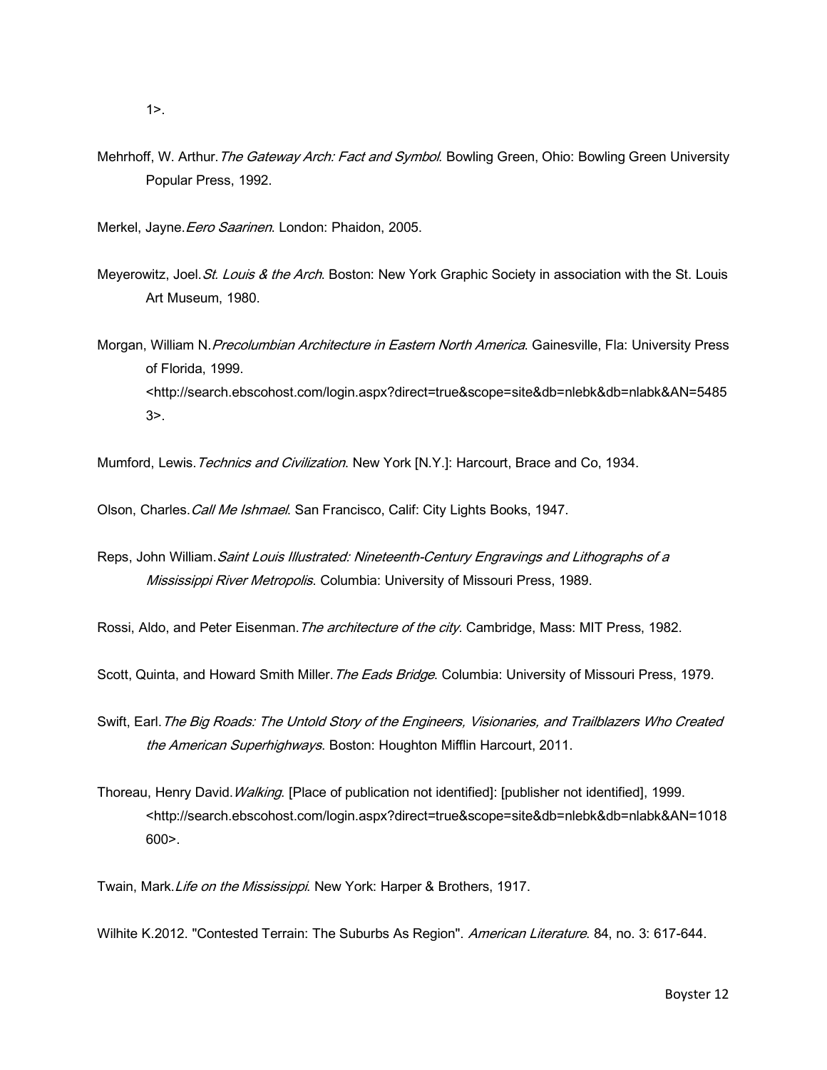1>.

Mehrhoff, W. Arthur. *The Gateway Arch: Fact and Symbol*. Bowling Green, Ohio: Bowling Green University Popular Press, 1992.

Merkel, Jayne. *Eero Saarinen*. London: Phaidon, 2005.

Meyerowitz, Joel. *St. Louis & the Arch*. Boston: New York Graphic Society in association with the St. Louis Art Museum, 1980.

Morgan, William N. *Precolumbian Architecture in Eastern North America*. Gainesville, Fla: University Press of Florida, 1999. <http://search.ebscohost.com/login.aspx?direct=true&scope=site&db=nlebk&db=nlabk&AN=54853>.

Mumford, Lewis. *Technics and Civilization*. New York [N.Y.]: Harcourt, Brace and Co, 1934.

Olson, Charles. *Call Me Ishmael*. San Francisco, Calif: City Lights Books, 1947.

Reps, John William. *Saint Louis Illustrated: Nineteenth-Century Engravings and Lithographs of a Mississippi River Metropolis*. Columbia: University of Missouri Press, 1989.

Rossi, Aldo, and Peter Eisenman. *The architecture of the city*. Cambridge, Mass: MIT Press, 1982.

Scott, Quinta, and Howard Smith Miller. *The Eads Bridge*. Columbia: University of Missouri Press, 1979.

Swift, Earl. *The Big Roads: The Untold Story of the Engineers, Visionaries, and Trailblazers Who Created the American Superhighways*. Boston: Houghton Mifflin Harcourt, 2011.

Thoreau, Henry David. *Walking*. [Place of publication not identified]: [publisher not identified], 1999. <http://search.ebscohost.com/login.aspx?direct=true&scope=site&db=nlebk&db=nlabk&AN=1018600>.

Twain, Mark. *Life on the Mississippi*. New York: Harper & Brothers, 1917.

Wilhite K.2012. "Contested Terrain: The Suburbs As Region". *American Literature*. 84, no. 3: 617-644.